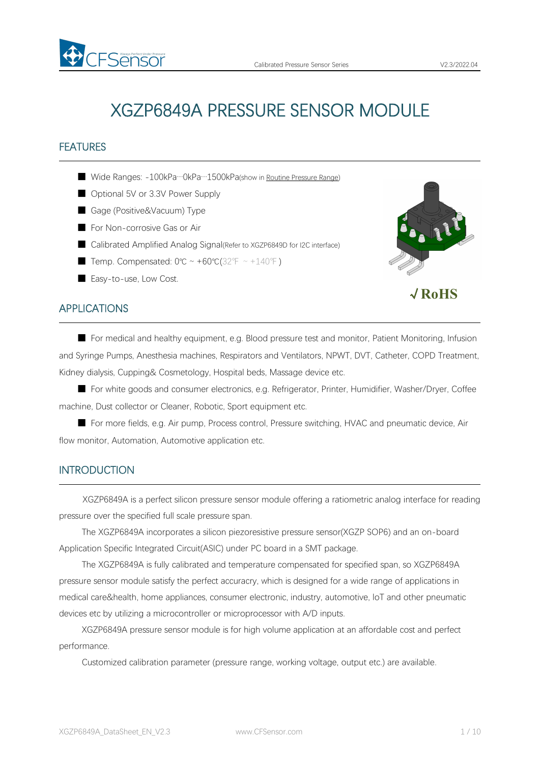# XGZP6849A PRESSURE SENSOR MODULE

## FEATURES

- Wide Ranges: -100kPa···0kPa···1500kPa(show in Routine Pressure Range)
- Optional 5V or 3.3V Power Supply
- Gage (Positive&Vacuum) Type
- For Non-corrosive Gas or Air
- Calibrated Amplified Analog Signal(Refer to XGZP6849D for I2C interface)
- Temp. Compensated: 0℃ ~ +60℃(32℉ ~ +140℉)
- Easy-to-use, Low Cost.

√ RoHS

## APPLICATIONS

- For medical and healthy equipment, e.g. Blood pressure test and monitor, Patient Monitoring, Infusion and Syringe Pumps, Anesthesia machines, Respirators and Ventilators, NPWT, DVT, Catheter, COPD Treatment, Kidney dialysis, Cupping& Cosmetology, Hospital beds, Massage device etc.
- For white goods and consumer electronics, e.g. Refrigerator, Printer, Humidifier, Washer/Dryer, Coffee machine, Dust collector or Cleaner, Robotic, Sport equipment etc.
- For more fields, e.g. Air pump, Process control, Pressure switching, HVAC and pneumatic device, Air flow monitor, Automation, Automotive application etc.

## INTRODUCTION

XGZP6849A is a perfect silicon pressure sensor module offering a ratiometric analog interface for reading pressure over the specified full scale pressure span.

The XGZP6849A incorporates a silicon piezoresistive pressure sensor(XGZP SOP6) and an on-board Application Specific Integrated Circuit(ASIC) under PC board in a SMT package.

The XGZP6849A is fully calibrated and temperature compensated for specified span, so XGZP6849A pressure sensor module satisfy the perfect accuracy, which is designed for a wide range of applications in medical care&health, home appliances, consumer electronic, industry, automotive, IoT and other pneumatic devices etc by utilizing a microcontroller or microprocessor with A/D inputs.

XGZP6849A pressure sensor module is for high volume application at an affordable cost and perfect performance.

Customized calibration parameter (pressure range, working voltage, output etc.) are available.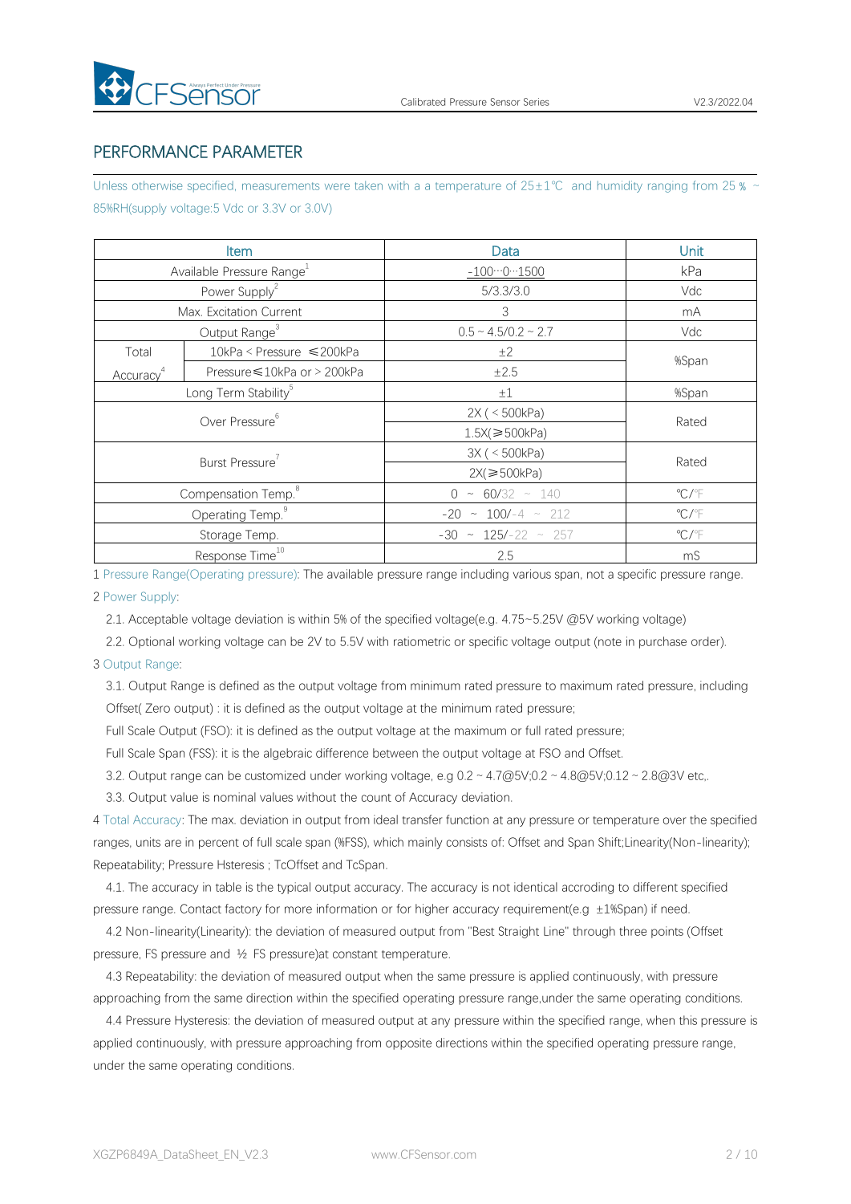## PERFORMANCE PARAMETER

Unless otherwise specified, measurements were taken with a a temperature of 25±1℃ and humidity ranging from 25 % ~ 85%RH(supply voltage:5 Vdc or 3.3V or 3.0V)

| Item | | Data | Unit |
|---|---|---|---|
| Available Pressure Range[1] | | -100···0···1500 | kPa |
| Power Supply[2] | | 5/3.3/3.0 | Vdc |
| Max. Excitation Current | | 3 | mA |
| Output Range[3] | | 0.5 ~ 4.5/0.2 ~ 2.7 | Vdc |
| Total Accuracy[4] | 10kPa < Pressure ≤200kPa | ±2 | %Span |
| | Pressure≤10kPa or > 200kPa | ±2.5 | |
| Long Term Stability[5] | | ±1 | %Span |
| Over Pressure[6] | | 2X ( < 500kPa) | Rated |
| | | 1.5X(≥500kPa) | |
| Burst Pressure[7] | | 3X ( < 500kPa) | Rated |
| | | 2X(≥500kPa) | |
| Compensation Temp.[8] | | 0 ~ 60/32 ~ 140 | ℃/℉ |
| Operating Temp.[9] | | -20 ~ 100/-4 ~ 212 | ℃/℉ |
| Storage Temp. | | -30 ~ 125/-22 ~ 257 | ℃/℉ |
| Response Time[10] | | 2.5 | mS |

1 Pressure Range(Operating pressure): The available pressure range including various span, not a specific pressure range.

2 Power Supply:

2.1. Acceptable voltage deviation is within 5% of the specified voltage(e.g. 4.75~5.25V @5V working voltage)

2.2. Optional working voltage can be 2V to 5.5V with ratiometric or specific voltage output (note in purchase order).

3 Output Range:

3.1. Output Range is defined as the output voltage from minimum rated pressure to maximum rated pressure, including Offset( Zero output) : it is defined as the output voltage at the minimum rated pressure;

Full Scale Output (FSO): it is defined as the output voltage at the maximum or full rated pressure;

Full Scale Span (FSS): it is the algebraic difference between the output voltage at FSO and Offset.

3.2. Output range can be customized under working voltage, e.g 0.2 ~ 4.7@5V;0.2 ~ 4.8@5V;0.12 ~ 2.8@3V etc,.

3.3. Output value is nominal values without the count of Accuracy deviation.

4 Total Accuracy: The max. deviation in output from ideal transfer function at any pressure or temperature over the specified ranges, units are in percent of full scale span (%FSS), which mainly consists of: Offset and Span Shift;Linearity(Non-linearity); Repeatability; Pressure Hsteresis ; TcOffset and TcSpan.

4.1. The accuracy in table is the typical output accuracy. The accuracy is not identical accroding to different specified pressure range. Contact factory for more information or for higher accuracy requirement(e.g ±1%Span) if need.

4.2 Non-linearity(Linearity): the deviation of measured output from "Best Straight Line" through three points (Offset pressure, FS pressure and ½ FS pressure)at constant temperature.

4.3 Repeatability: the deviation of measured output when the same pressure is applied continuously, with pressure approaching from the same direction within the specified operating pressure range,under the same operating conditions.

4.4 Pressure Hysteresis: the deviation of measured output at any pressure within the specified range, when this pressure is applied continuously, with pressure approaching from opposite directions within the specified operating pressure range, under the same operating conditions.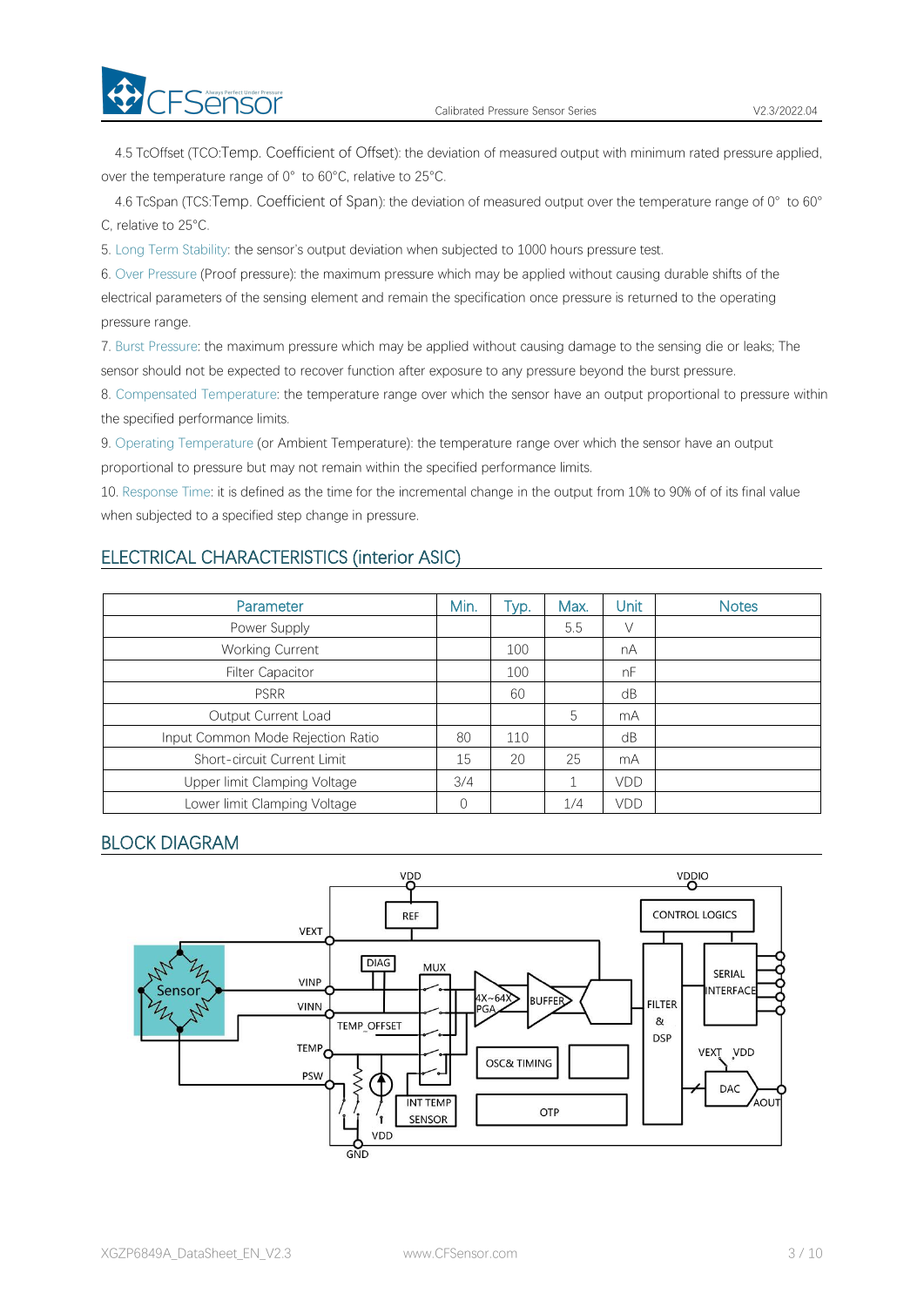4.5 TcOffset (TCO:Temp. Coefficient of Offset): the deviation of measured output with minimum rated pressure applied, over the temperature range of 0° to 60°C, relative to 25°C.

4.6 TcSpan (TCS:Temp. Coefficient of Span): the deviation of measured output over the temperature range of 0° to 60° C, relative to 25°C.

5. Long Term Stability: the sensor's output deviation when subjected to 1000 hours pressure test.

6. Over Pressure (Proof pressure): the maximum pressure which may be applied without causing durable shifts of the electrical parameters of the sensing element and remain the specification once pressure is returned to the operating pressure range.

7. Burst Pressure: the maximum pressure which may be applied without causing damage to the sensing die or leaks; The sensor should not be expected to recover function after exposure to any pressure beyond the burst pressure.

8. Compensated Temperature: the temperature range over which the sensor have an output proportional to pressure within the specified performance limits.

9. Operating Temperature (or Ambient Temperature): the temperature range over which the sensor have an output proportional to pressure but may not remain within the specified performance limits.

10. Response Time: it is defined as the time for the incremental change in the output from 10% to 90% of of its final value when subjected to a specified step change in pressure.

## ELECTRICAL CHARACTERISTICS (interior ASIC)

| Parameter | Min. | Typ. | Max. | Unit | Notes |
|---|---|---|---|---|---|
| Power Supply | | | 5.5 | V | |
| Working Current | | 100 | | nA | |
| Filter Capacitor | | 100 | | nF | |
| PSRR | | 60 | | dB | |
| Output Current Load | | | 5 | mA | |
| Input Common Mode Rejection Ratio | 80 | 110 | | dB | |
| Short-circuit Current Limit | 15 | 20 | 25 | mA | |
| Upper limit Clamping Voltage | 3/4 | | 1 | VDD | |
| Lower limit Clamping Voltage | 0 | | 1/4 | VDD | |

## BLOCK DIAGRAM

VDD, VDDIO, REF, CONTROL LOGICS, VEXT, DIAG, MUX, Sensor, VINP, VINN, 4X~64X PGA, BUFFER, SERIAL INTERFACE, FILTER & DSP, TEMP_OFFSET, TEMP, OSC& TIMING, VEXT, VDD, PSW, DAC, AOUT, INT TEMP SENSOR, OTP, VDD, GND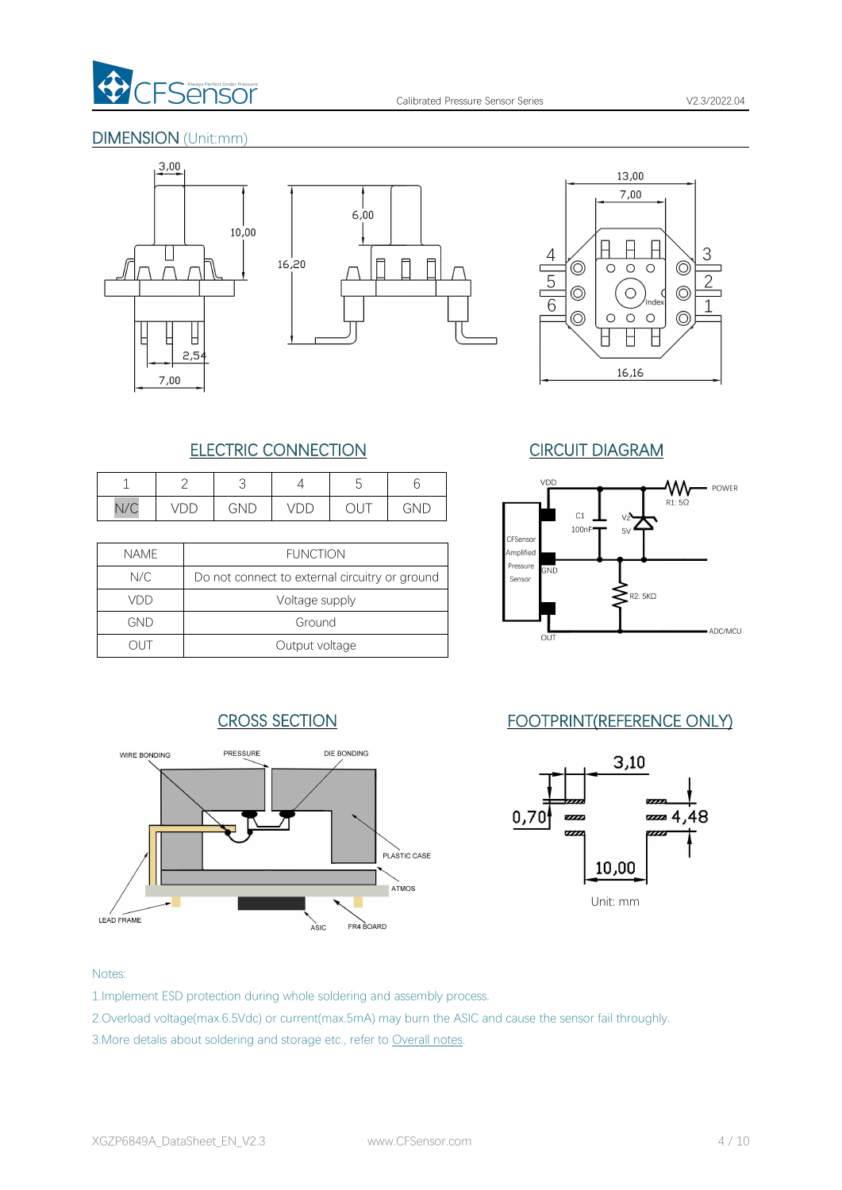## DIMENSION (Unit:mm)

## ELECTRIC CONNECTION

| 1 | 2 | 3 | 4 | 5 | 6 |
|---|---|---|---|---|---|
| N/C | VDD | GND | VDD | OUT | GND |

| NAME | FUNCTION |
|---|---|
| N/C | Do not connect to external circuitry or ground |
| VDD | Voltage supply |
| GND | Ground |
| OUT | Output voltage |

## CIRCUIT DIAGRAM

## CROSS SECTION

## FOOTPRINT(REFERENCE ONLY)

Unit: mm

Notes:

1.Implement ESD protection during whole soldering and assembly process.

2.Overload voltage(max.6.5Vdc) or current(max.5mA) may burn the ASIC and cause the sensor fail throughly.

3.More detalis about soldering and storage etc., refer to Overall notes.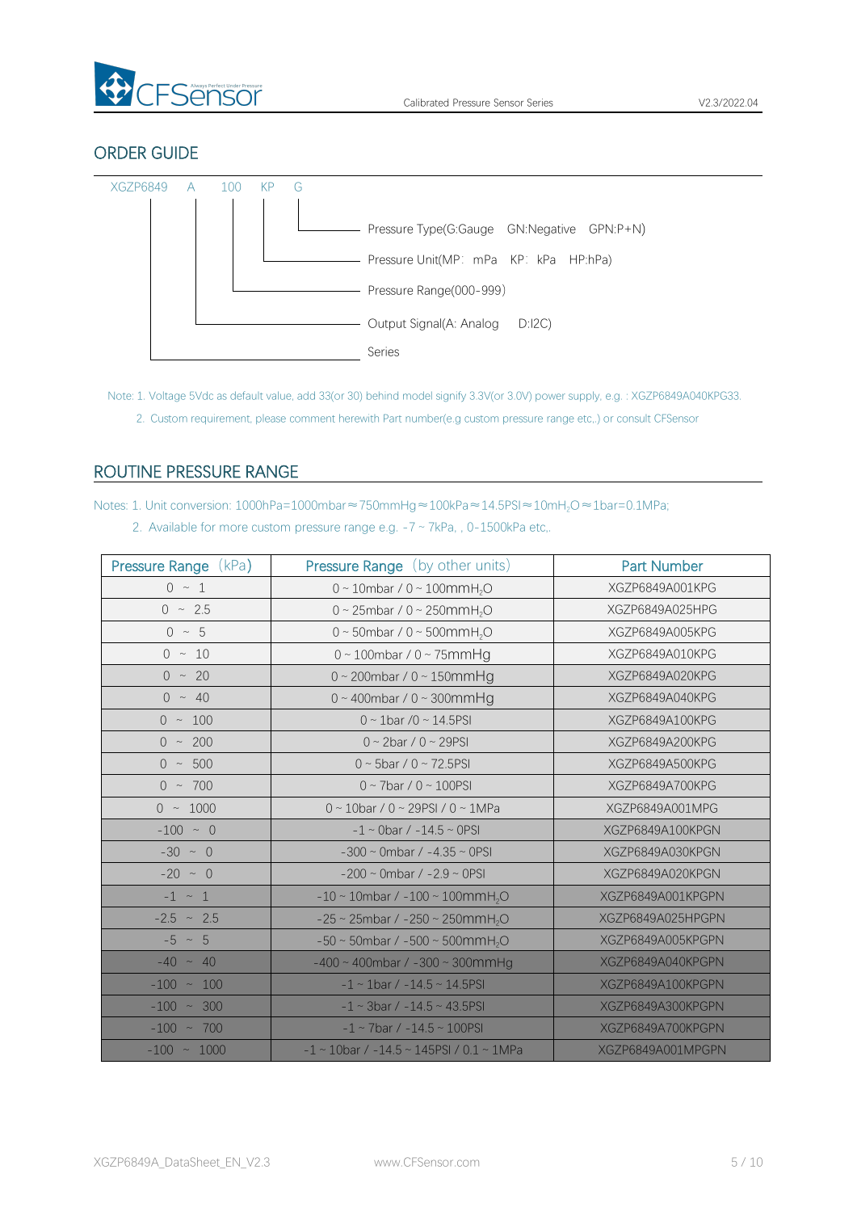## ORDER GUIDE

XGZP6849 A 100 KP G

- G — Pressure Type(G:Gauge GN:Negative GPN:P+N)
- KP — Pressure Unit(MP: mPa KP: kPa HP:hPa)
- 100 — Pressure Range(000-999)
- A — Output Signal(A: Analog D:I2C)
- XGZP6849 — Series

Note: 1. Voltage 5Vdc as default value, add 33(or 30) behind model signify 3.3V(or 3.0V) power supply, e.g. : XGZP6849A040KPG33.

2. Custom requirement, please comment herewith Part number(e.g custom pressure range etc,.) or consult CFSensor

## ROUTINE PRESSURE RANGE

Notes: 1. Unit conversion: 1000hPa=1000mbar≈750mmHg≈100kPa≈14.5PSI≈10m$H_2O$≈1bar=0.1MPa;

2. Available for more custom pressure range e.g. -7 ~ 7kPa, , 0-1500kPa etc,.

| Pressure Range (kPa) | Pressure Range (by other units) | Part Number |
|---|---|---|
| 0 ~ 1 | 0 ~ 10mbar / 0 ~ 100mm$H_2O$ | XGZP6849A001KPG |
| 0 ~ 2.5 | 0 ~ 25mbar / 0 ~ 250mm$H_2O$ | XGZP6849A025HPG |
| 0 ~ 5 | 0 ~ 50mbar / 0 ~ 500mm$H_2O$ | XGZP6849A005KPG |
| 0 ~ 10 | 0 ~ 100mbar / 0 ~ 75mmHg | XGZP6849A010KPG |
| 0 ~ 20 | 0 ~ 200mbar / 0 ~ 150mmHg | XGZP6849A020KPG |
| 0 ~ 40 | 0 ~ 400mbar / 0 ~ 300mmHg | XGZP6849A040KPG |
| 0 ~ 100 | 0 ~ 1bar /0 ~ 14.5PSI | XGZP6849A100KPG |
| 0 ~ 200 | 0 ~ 2bar / 0 ~ 29PSI | XGZP6849A200KPG |
| 0 ~ 500 | 0 ~ 5bar / 0 ~ 72.5PSI | XGZP6849A500KPG |
| 0 ~ 700 | 0 ~ 7bar / 0 ~ 100PSI | XGZP6849A700KPG |
| 0 ~ 1000 | 0 ~ 10bar / 0 ~ 29PSI / 0 ~ 1MPa | XGZP6849A001MPG |
| -100 ~ 0 | -1 ~ 0bar / -14.5 ~ 0PSI | XGZP6849A100KPGN |
| -30 ~ 0 | -300 ~ 0mbar / -4.35 ~ 0PSI | XGZP6849A030KPGN |
| -20 ~ 0 | -200 ~ 0mbar / -2.9 ~ 0PSI | XGZP6849A020KPGN |
| -1 ~ 1 | -10 ~ 10mbar / -100 ~ 100mm$H_2O$ | XGZP6849A001KPGPN |
| -2.5 ~ 2.5 | -25 ~ 25mbar / -250 ~ 250mm$H_2O$ | XGZP6849A025HPGPN |
| -5 ~ 5 | -50 ~ 50mbar / -500 ~ 500mm$H_2O$ | XGZP6849A005KPGPN |
| -40 ~ 40 | -400 ~ 400mbar / -300 ~ 300mmHg | XGZP6849A040KPGPN |
| -100 ~ 100 | -1 ~ 1bar / -14.5 ~ 14.5PSI | XGZP6849A100KPGPN |
| -100 ~ 300 | -1 ~ 3bar / -14.5 ~ 43.5PSI | XGZP6849A300KPGPN |
| -100 ~ 700 | -1 ~ 7bar / -14.5 ~ 100PSI | XGZP6849A700KPGPN |
| -100 ~ 1000 | -1 ~ 10bar / -14.5 ~ 145PSI / 0.1 ~ 1MPa | XGZP6849A001MPGPN |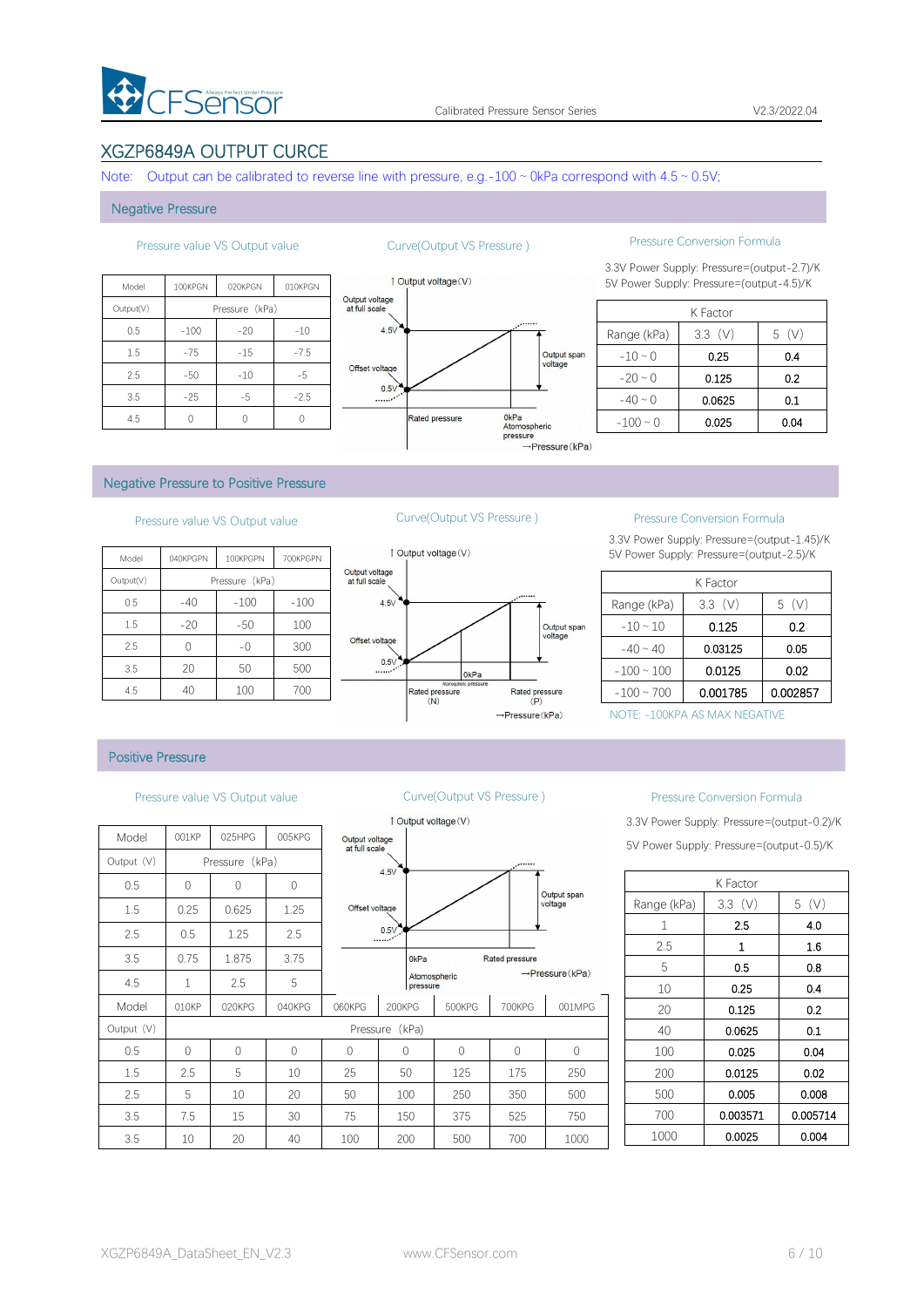## XGZP6849A OUTPUT CURCE

Note: Output can be calibrated to reverse line with pressure, e.g.-100 ~ 0kPa correspond with 4.5 ~ 0.5V;

### Negative Pressure

Pressure value VS Output value

| Model | 100KPGN | 020KPGN | 010KPGN |
|---|---|---|---|
| Output(V) | Pressure (kPa) | | |
| 0.5 | -100 | -20 | -10 |
| 1.5 | -75 | -15 | -7.5 |
| 2.5 | -50 | -10 | -5 |
| 3.5 | -25 | -5 | -2.5 |
| 4.5 | 0 | 0 | 0 |

Curve(Output VS Pressure )

Output voltage(V)
Output voltage at full scale
4.5V
Offset voltage
0.5V
Output span voltage
Rated pressure
0kPa Atomospheric pressure
→Pressure(kPa)

Pressure Conversion Formula

3.3V Power Supply: Pressure=(output-2.7)/K
5V Power Supply: Pressure=(output-4.5)/K

| K Factor | | |
|---|---|---|
| Range (kPa) | 3.3 (V) | 5 (V) |
| -10 ~ 0 | 0.25 | 0.4 |
| -20 ~ 0 | 0.125 | 0.2 |
| -40 ~ 0 | 0.0625 | 0.1 |
| -100 ~ 0 | 0.025 | 0.04 |

### Negative Pressure to Positive Pressure

Pressure value VS Output value

| Model | 040KPGPN | 100KPGPN | 700KPGPN |
|---|---|---|---|
| Output(V) | Pressure (kPa) | | |
| 0.5 | -40 | -100 | -100 |
| 1.5 | -20 | -50 | 100 |
| 2.5 | 0 | -0 | 300 |
| 3.5 | 20 | 50 | 500 |
| 4.5 | 40 | 100 | 700 |

Curve(Output VS Pressure )

Output voltage(V)
Output voltage at full scale
4.5V
Offset voltage
0.5V
Output span voltage
0kPa Atmospheric pressure
Rated pressure (N)
Rated pressure (P)
→Pressure(kPa)

Pressure Conversion Formula

3.3V Power Supply: Pressure=(output-1.45)/K
5V Power Supply: Pressure=(output-2.5)/K

| K Factor | | |
|---|---|---|
| Range (kPa) | 3.3 (V) | 5 (V) |
| -10 ~ 10 | 0.125 | 0.2 |
| -40 ~ 40 | 0.03125 | 0.05 |
| -100 ~ 100 | 0.0125 | 0.02 |
| -100 ~ 700 | 0.001785 | 0.002857 |

NOTE: -100KPA AS MAX NEGATIVE

### Positive Pressure

Pressure value VS Output value

| Model | 001KP | 025HPG | 005KPG | | | | | |
|---|---|---|---|---|---|---|---|---|
| Output (V) | Pressure (kPa) | | | | | | | |
| 0.5 | 0 | 0 | 0 | | | | | |
| 1.5 | 0.25 | 0.625 | 1.25 | | | | | |
| 2.5 | 0.5 | 1.25 | 2.5 | | | | | |
| 3.5 | 0.75 | 1.875 | 3.75 | | | | | |
| 4.5 | 1 | 2.5 | 5 | | | | | |
| Model | 010KP | 020KPG | 040KPG | 060KPG | 200KPG | 500KPG | 700KPG | 001MPG |
| Output (V) | Pressure (kPa) | | | | | | | |
| 0.5 | 0 | 0 | 0 | 0 | 0 | 0 | 0 | 0 |
| 1.5 | 2.5 | 5 | 10 | 25 | 50 | 125 | 175 | 250 |
| 2.5 | 5 | 10 | 20 | 50 | 100 | 250 | 350 | 500 |
| 3.5 | 7.5 | 15 | 30 | 75 | 150 | 375 | 525 | 750 |
| 3.5 | 10 | 20 | 40 | 100 | 200 | 500 | 700 | 1000 |

Curve(Output VS Pressure )

Output voltage(V)
Output voltage at full scale
4.5V
Offset voltage
0.5V
Output span voltage
0kPa Atomospheric pressure
Rated pressure
→Pressure(kPa)

Pressure Conversion Formula

3.3V Power Supply: Pressure=(output-0.2)/K

5V Power Supply: Pressure=(output-0.5)/K

| K Factor | | |
|---|---|---|
| Range (kPa) | 3.3 (V) | 5 (V) |
| 1 | 2.5 | 4.0 |
| 2.5 | 1 | 1.6 |
| 5 | 0.5 | 0.8 |
| 10 | 0.25 | 0.4 |
| 20 | 0.125 | 0.2 |
| 40 | 0.0625 | 0.1 |
| 100 | 0.025 | 0.04 |
| 200 | 0.0125 | 0.02 |
| 500 | 0.005 | 0.008 |
| 700 | 0.003571 | 0.005714 |
| 1000 | 0.0025 | 0.004 |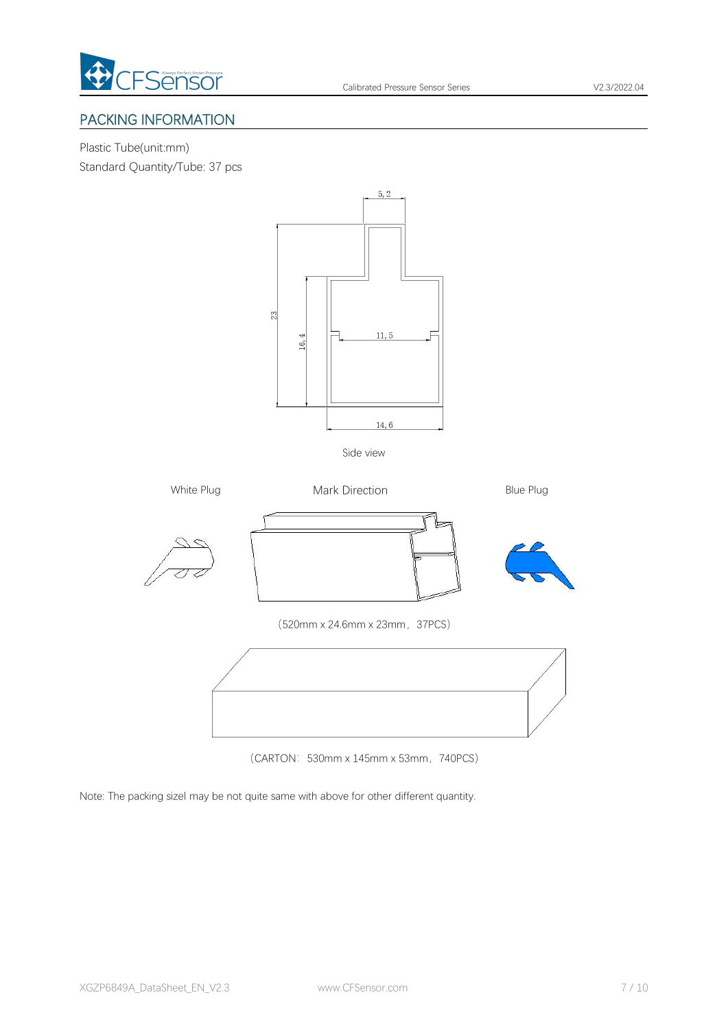## PACKING INFORMATION

Plastic Tube(unit:mm)

Standard Quantity/Tube: 37 pcs

5, 2

23

16, 4

11, 5

14, 6

Side view

White Plug

Mark Direction

Blue Plug

（520mm x 24.6mm x 23mm，37PCS）

（CARTON：530mm x 145mm x 53mm，740PCS）

Note: The packing sizel may be not quite same with above for other different quantity.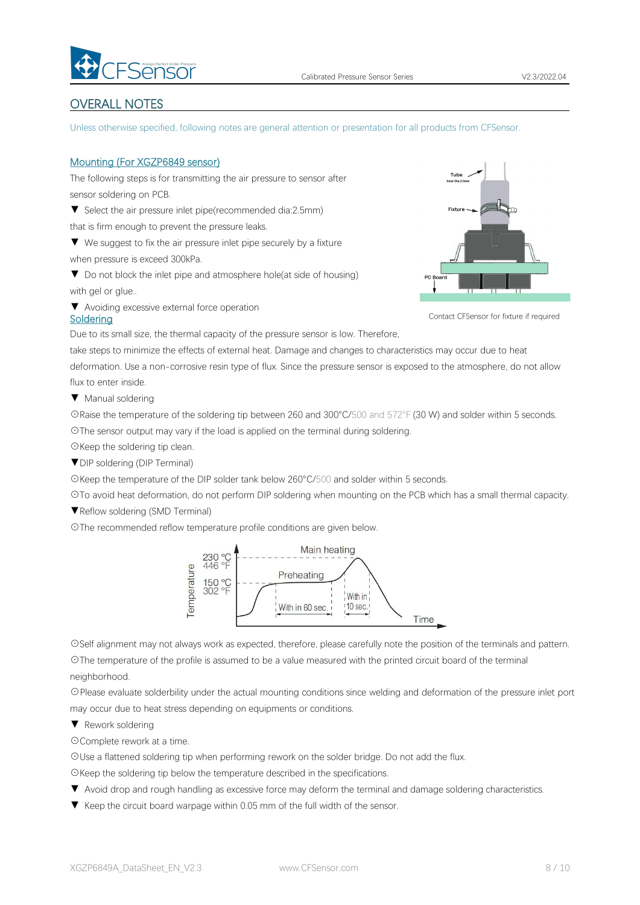## OVERALL NOTES

Unless otherwise specified, following notes are general attention or presentation for all products from CFSensor.

### Mounting (For XGZP6849 sensor)

The following steps is for transmitting the air pressure to sensor after sensor soldering on PCB.

▼ Select the air pressure inlet pipe(recommended dia:2.5mm) that is firm enough to prevent the pressure leaks.

▼ We suggest to fix the air pressure inlet pipe securely by a fixture when pressure is exceed 300kPa.

▼ Do not block the inlet pipe and atmosphere hole(at side of housing) with gel or glue..

▼ Avoiding excessive external force operation

Contact CFSensor for fixture if required

### Soldering

Due to its small size, the thermal capacity of the pressure sensor is low. Therefore, take steps to minimize the effects of external heat. Damage and changes to characteristics may occur due to heat deformation. Use a non-corrosive resin type of flux. Since the pressure sensor is exposed to the atmosphere, do not allow flux to enter inside.

▼ Manual soldering

⊙Raise the temperature of the soldering tip between 260 and 300°C/500 and 572°F (30 W) and solder within 5 seconds.

⊙The sensor output may vary if the load is applied on the terminal during soldering.

⊙Keep the soldering tip clean.

▼DIP soldering (DIP Terminal)

⊙Keep the temperature of the DIP solder tank below 260°C/500 and solder within 5 seconds.

⊙To avoid heat deformation, do not perform DIP soldering when mounting on the PCB which has a small thermal capacity.

▼Reflow soldering (SMD Terminal)

⊙The recommended reflow temperature profile conditions are given below.

⊙Self alignment may not always work as expected, therefore, please carefully note the position of the terminals and pattern.

⊙The temperature of the profile is assumed to be a value measured with the printed circuit board of the terminal neighborhood.

⊙Please evaluate solderbility under the actual mounting conditions since welding and deformation of the pressure inlet port may occur due to heat stress depending on equipments or conditions.

▼ Rework soldering

⊙Complete rework at a time.

⊙Use a flattened soldering tip when performing rework on the solder bridge. Do not add the flux.

⊙Keep the soldering tip below the temperature described in the specifications.

▼ Avoid drop and rough handling as excessive force may deform the terminal and damage soldering characteristics.

▼ Keep the circuit board warpage within 0.05 mm of the full width of the sensor.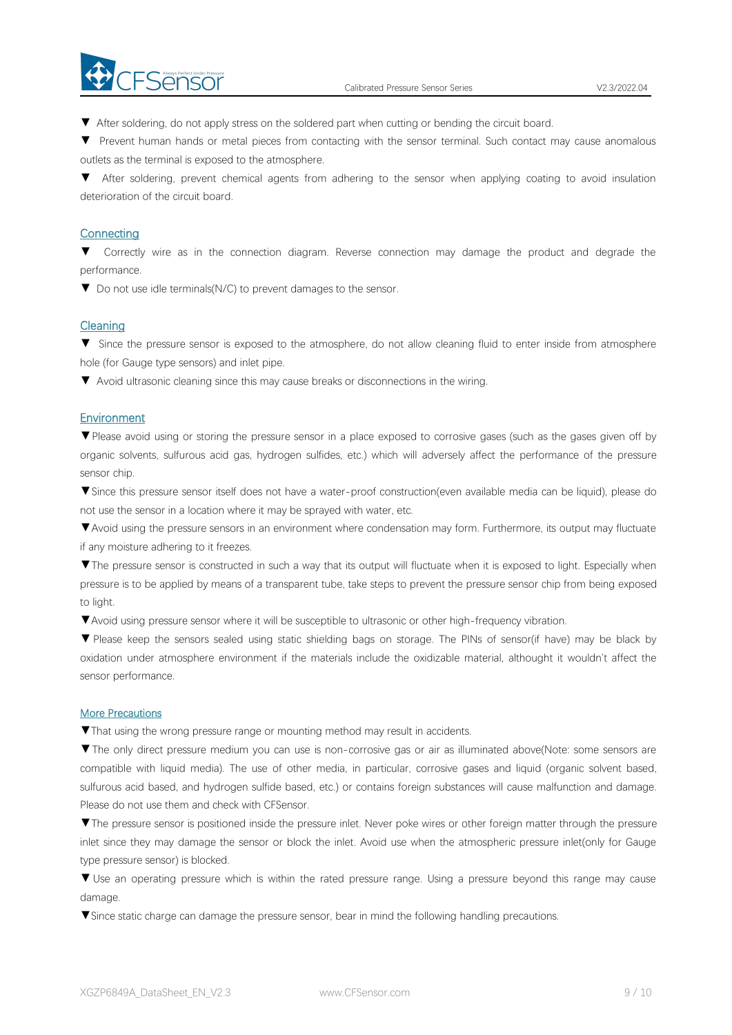▼ After soldering, do not apply stress on the soldered part when cutting or bending the circuit board.

▼ Prevent human hands or metal pieces from contacting with the sensor terminal. Such contact may cause anomalous outlets as the terminal is exposed to the atmosphere.

▼ After soldering, prevent chemical agents from adhering to the sensor when applying coating to avoid insulation deterioration of the circuit board.

## Connecting

▼ Correctly wire as in the connection diagram. Reverse connection may damage the product and degrade the performance.

▼ Do not use idle terminals(N/C) to prevent damages to the sensor.

## Cleaning

▼ Since the pressure sensor is exposed to the atmosphere, do not allow cleaning fluid to enter inside from atmosphere hole (for Gauge type sensors) and inlet pipe.

▼ Avoid ultrasonic cleaning since this may cause breaks or disconnections in the wiring.

## Environment

▼Please avoid using or storing the pressure sensor in a place exposed to corrosive gases (such as the gases given off by organic solvents, sulfurous acid gas, hydrogen sulfides, etc.) which will adversely affect the performance of the pressure sensor chip.

▼Since this pressure sensor itself does not have a water-proof construction(even available media can be liquid), please do not use the sensor in a location where it may be sprayed with water, etc.

▼Avoid using the pressure sensors in an environment where condensation may form. Furthermore, its output may fluctuate if any moisture adhering to it freezes.

▼The pressure sensor is constructed in such a way that its output will fluctuate when it is exposed to light. Especially when pressure is to be applied by means of a transparent tube, take steps to prevent the pressure sensor chip from being exposed to light.

▼Avoid using pressure sensor where it will be susceptible to ultrasonic or other high-frequency vibration.

▼ Please keep the sensors sealed using static shielding bags on storage. The PINs of sensor(if have) may be black by oxidation under atmosphere environment if the materials include the oxidizable material, althought it wouldn't affect the sensor performance.

## More Precautions

▼That using the wrong pressure range or mounting method may result in accidents.

▼The only direct pressure medium you can use is non-corrosive gas or air as illuminated above(Note: some sensors are compatible with liquid media). The use of other media, in particular, corrosive gases and liquid (organic solvent based, sulfurous acid based, and hydrogen sulfide based, etc.) or contains foreign substances will cause malfunction and damage. Please do not use them and check with CFSensor.

▼The pressure sensor is positioned inside the pressure inlet. Never poke wires or other foreign matter through the pressure inlet since they may damage the sensor or block the inlet. Avoid use when the atmospheric pressure inlet(only for Gauge type pressure sensor) is blocked.

▼ Use an operating pressure which is within the rated pressure range. Using a pressure beyond this range may cause damage.

▼Since static charge can damage the pressure sensor, bear in mind the following handling precautions.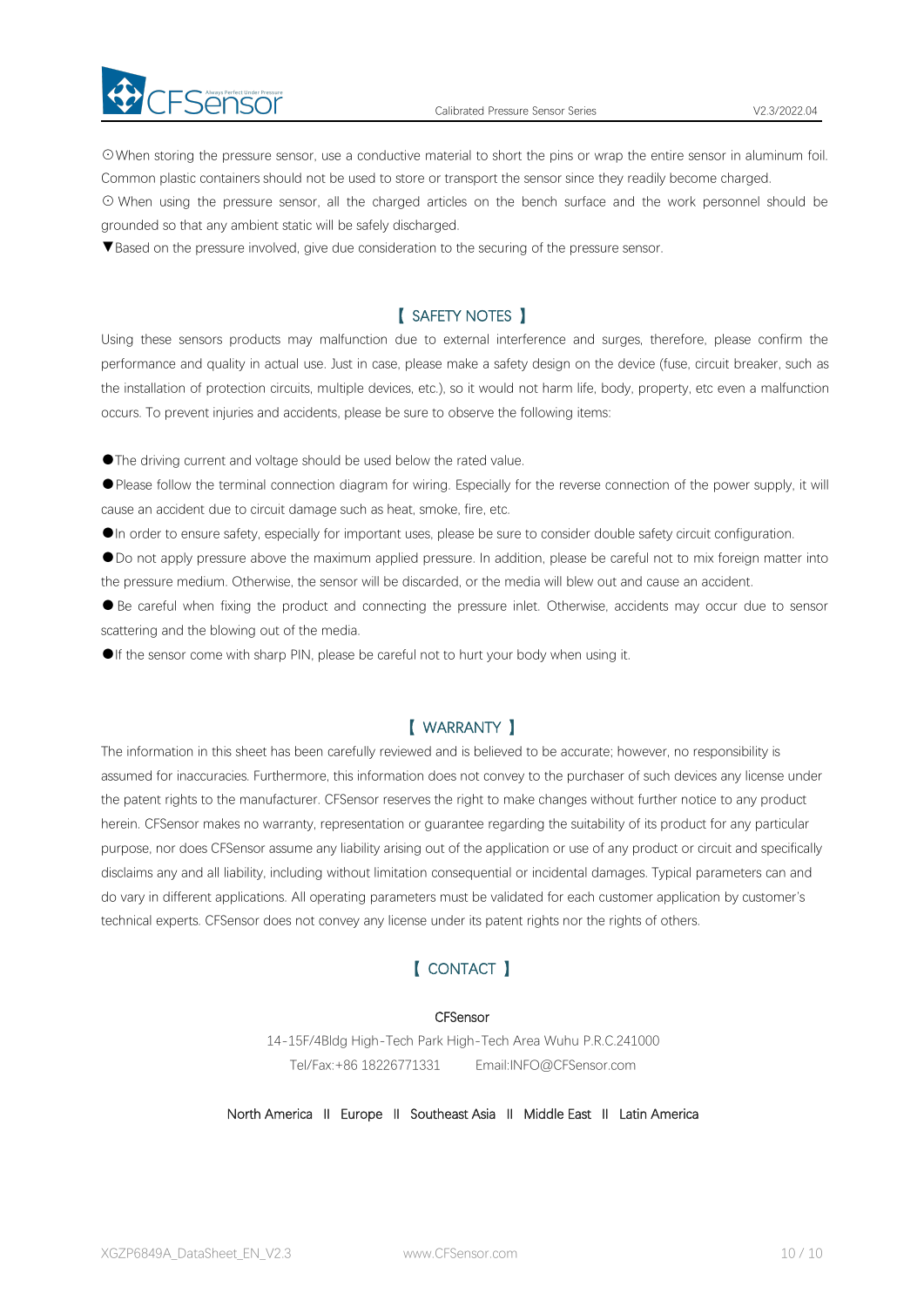⊙When storing the pressure sensor, use a conductive material to short the pins or wrap the entire sensor in aluminum foil. Common plastic containers should not be used to store or transport the sensor since they readily become charged.

⊙ When using the pressure sensor, all the charged articles on the bench surface and the work personnel should be grounded so that any ambient static will be safely discharged.

▼Based on the pressure involved, give due consideration to the securing of the pressure sensor.

## 【 SAFETY NOTES 】

Using these sensors products may malfunction due to external interference and surges, therefore, please confirm the performance and quality in actual use. Just in case, please make a safety design on the device (fuse, circuit breaker, such as the installation of protection circuits, multiple devices, etc.), so it would not harm life, body, property, etc even a malfunction occurs. To prevent injuries and accidents, please be sure to observe the following items:

●The driving current and voltage should be used below the rated value.

●Please follow the terminal connection diagram for wiring. Especially for the reverse connection of the power supply, it will cause an accident due to circuit damage such as heat, smoke, fire, etc.

●In order to ensure safety, especially for important uses, please be sure to consider double safety circuit configuration.

●Do not apply pressure above the maximum applied pressure. In addition, please be careful not to mix foreign matter into the pressure medium. Otherwise, the sensor will be discarded, or the media will blew out and cause an accident.

● Be careful when fixing the product and connecting the pressure inlet. Otherwise, accidents may occur due to sensor scattering and the blowing out of the media.

●If the sensor come with sharp PIN, please be careful not to hurt your body when using it.

## 【 WARRANTY 】

The information in this sheet has been carefully reviewed and is believed to be accurate; however, no responsibility is assumed for inaccuracies. Furthermore, this information does not convey to the purchaser of such devices any license under the patent rights to the manufacturer. CFSensor reserves the right to make changes without further notice to any product herein. CFSensor makes no warranty, representation or guarantee regarding the suitability of its product for any particular purpose, nor does CFSensor assume any liability arising out of the application or use of any product or circuit and specifically disclaims any and all liability, including without limitation consequential or incidental damages. Typical parameters can and do vary in different applications. All operating parameters must be validated for each customer application by customer's technical experts. CFSensor does not convey any license under its patent rights nor the rights of others.

## 【 CONTACT 】

CFSensor

14-15F/4Bldg High-Tech Park High-Tech Area Wuhu P.R.C.241000

Tel/Fax:+86 18226771331 Email:INFO@CFSensor.com

North America II Europe II Southeast Asia II Middle East II Latin America